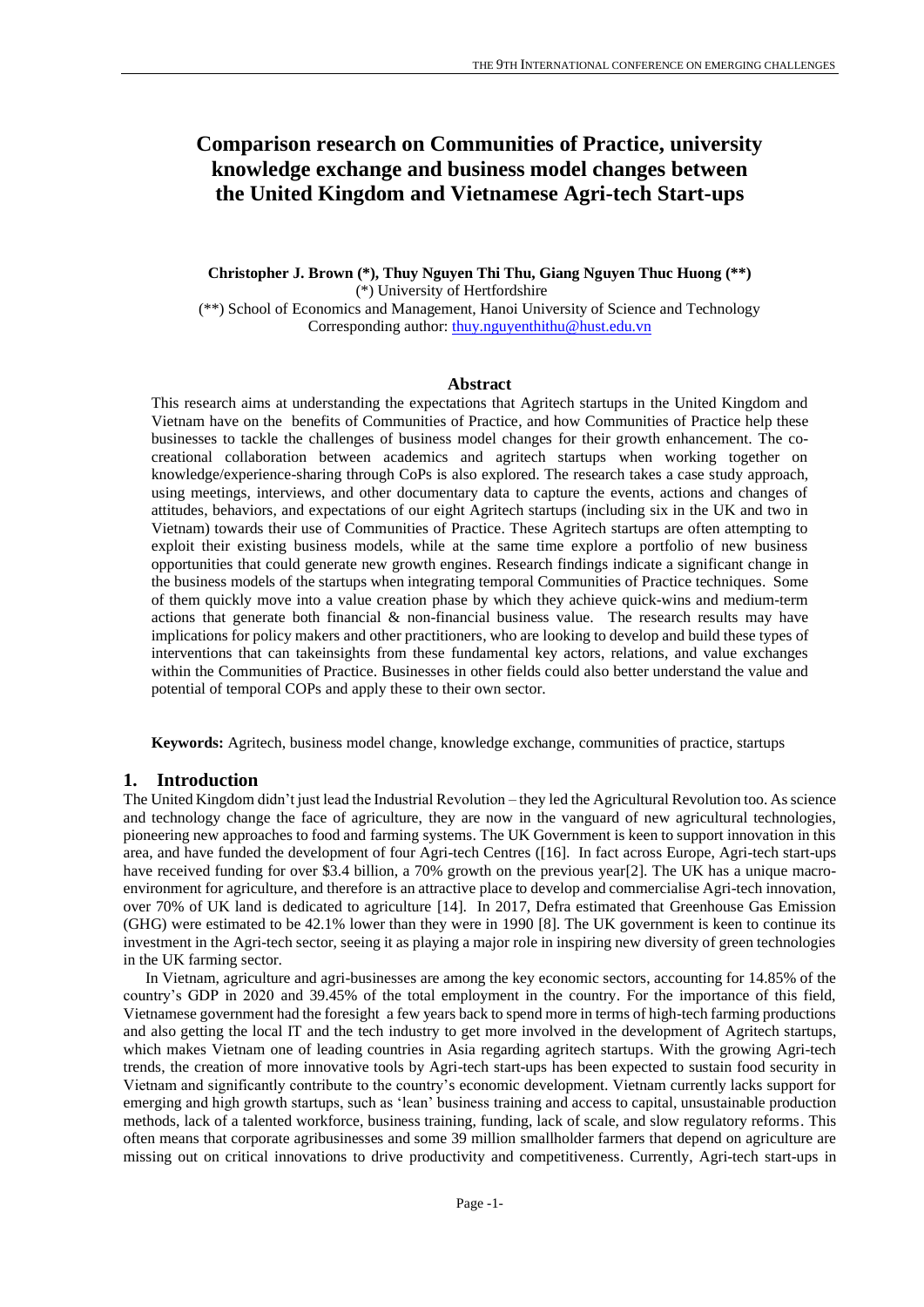# Comparison research on Communities of Practice, university knowledge exchange and business model changes between the United Kingdom and Vietnamese Agri-tech Start-ups

**Christopher J. Brown (*), Thuy Nguyen Thi Thu, Giang Nguyen Thuc Huong (**)**

(*) University of Hertfordshire

(**) School of Economics and Management, Hanoi University of Science and Technology

Corresponding author: thuy.nguyenthithu@hust.edu.vn

## Abstract

This research aims at understanding the expectations that Agritech startups in the United Kingdom and Vietnam have on the benefits of Communities of Practice, and how Communities of Practice help these businesses to tackle the challenges of business model changes for their growth enhancement. The co-creational collaboration between academics and agritech startups when working together on knowledge/experience-sharing through CoPs is also explored. The research takes a case study approach, using meetings, interviews, and other documentary data to capture the events, actions and changes of attitudes, behaviors, and expectations of our eight Agritech startups (including six in the UK and two in Vietnam) towards their use of Communities of Practice. These Agritech startups are often attempting to exploit their existing business models, while at the same time explore a portfolio of new business opportunities that could generate new growth engines. Research findings indicate a significant change in the business models of the startups when integrating temporal Communities of Practice techniques. Some of them quickly move into a value creation phase by which they achieve quick-wins and medium-term actions that generate both financial & non-financial business value. The research results may have implications for policy makers and other practitioners, who are looking to develop and build these types of interventions that can takeinsights from these fundamental key actors, relations, and value exchanges within the Communities of Practice. Businesses in other fields could also better understand the value and potential of temporal COPs and apply these to their own sector.

**Keywords:** Agritech, business model change, knowledge exchange, communities of practice, startups

## 1. Introduction

The United Kingdom didn't just lead the Industrial Revolution – they led the Agricultural Revolution too. As science and technology change the face of agriculture, they are now in the vanguard of new agricultural technologies, pioneering new approaches to food and farming systems. The UK Government is keen to support innovation in this area, and have funded the development of four Agri-tech Centres ([16]. In fact across Europe, Agri-tech start-ups have received funding for over $3.4 billion, a 70% growth on the previous year[2]. The UK has a unique macro-environment for agriculture, and therefore is an attractive place to develop and commercialise Agri-tech innovation, over 70% of UK land is dedicated to agriculture [14]. In 2017, Defra estimated that Greenhouse Gas Emission (GHG) were estimated to be 42.1% lower than they were in 1990 [8]. The UK government is keen to continue its investment in the Agri-tech sector, seeing it as playing a major role in inspiring new diversity of green technologies in the UK farming sector.

In Vietnam, agriculture and agri-businesses are among the key economic sectors, accounting for 14.85% of the country's GDP in 2020 and 39.45% of the total employment in the country. For the importance of this field, Vietnamese government had the foresight a few years back to spend more in terms of high-tech farming productions and also getting the local IT and the tech industry to get more involved in the development of Agritech startups, which makes Vietnam one of leading countries in Asia regarding agritech startups. With the growing Agri-tech trends, the creation of more innovative tools by Agri-tech start-ups has been expected to sustain food security in Vietnam and significantly contribute to the country's economic development. Vietnam currently lacks support for emerging and high growth startups, such as 'lean' business training and access to capital, unsustainable production methods, lack of a talented workforce, business training, funding, lack of scale, and slow regulatory reforms. This often means that corporate agribusinesses and some 39 million smallholder farmers that depend on agriculture are missing out on critical innovations to drive productivity and competitiveness. Currently, Agri-tech start-ups in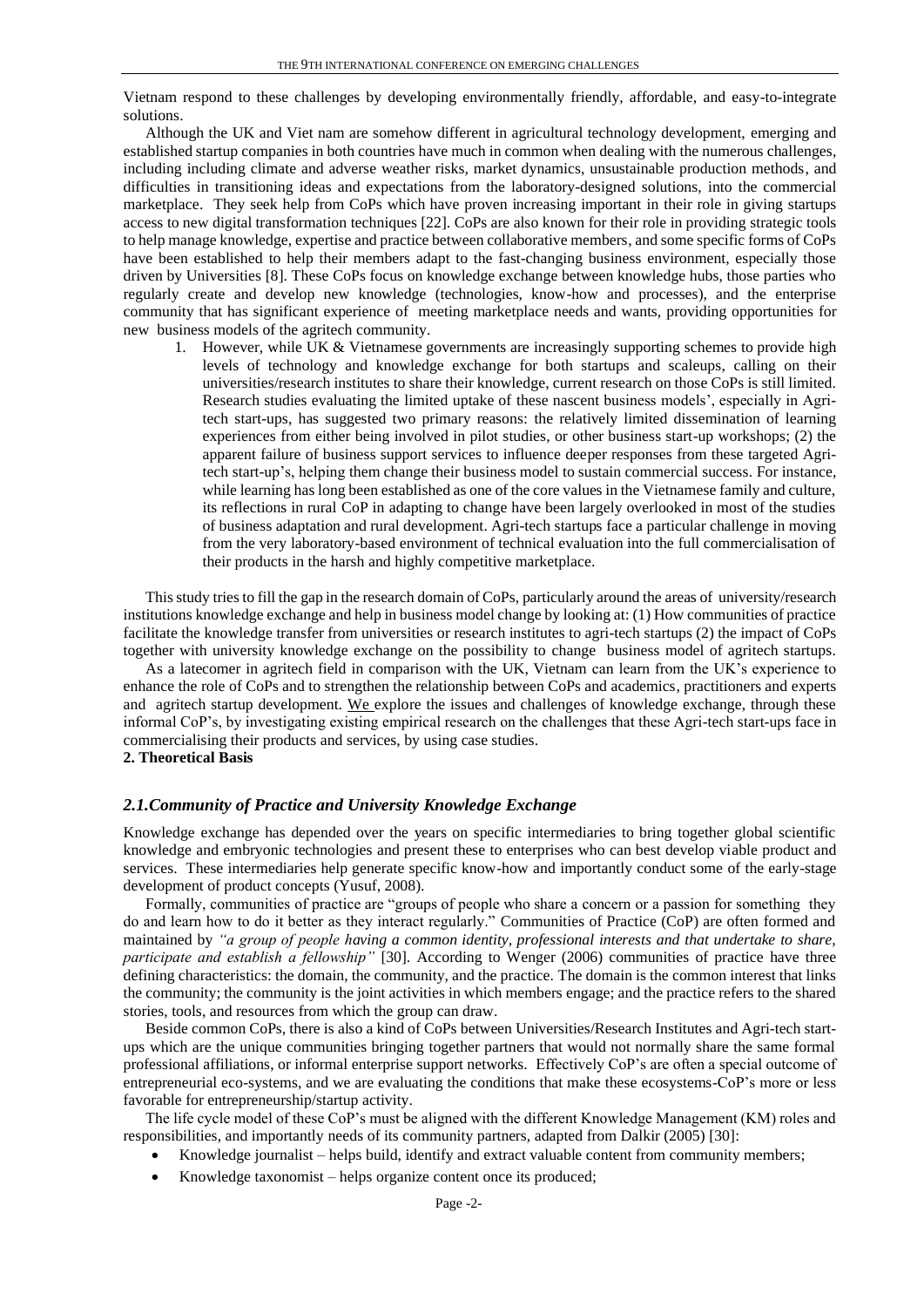Vietnam respond to these challenges by developing environmentally friendly, affordable, and easy-to-integrate solutions.

Although the UK and Viet nam are somehow different in agricultural technology development, emerging and established startup companies in both countries have much in common when dealing with the numerous challenges, including including climate and adverse weather risks, market dynamics, unsustainable production methods, and difficulties in transitioning ideas and expectations from the laboratory-designed solutions, into the commercial marketplace. They seek help from CoPs which have proven increasing important in their role in giving startups access to new digital transformation techniques [22]. CoPs are also known for their role in providing strategic tools to help manage knowledge, expertise and practice between collaborative members, and some specific forms of CoPs have been established to help their members adapt to the fast-changing business environment, especially those driven by Universities [8]. These CoPs focus on knowledge exchange between knowledge hubs, those parties who regularly create and develop new knowledge (technologies, know-how and processes), and the enterprise community that has significant experience of meeting marketplace needs and wants, providing opportunities for new business models of the agritech community.

1. However, while UK & Vietnamese governments are increasingly supporting schemes to provide high levels of technology and knowledge exchange for both startups and scaleups, calling on their universities/research institutes to share their knowledge, current research on those CoPs is still limited. Research studies evaluating the limited uptake of these nascent business models', especially in Agri-tech start-ups, has suggested two primary reasons: the relatively limited dissemination of learning experiences from either being involved in pilot studies, or other business start-up workshops; (2) the apparent failure of business support services to influence deeper responses from these targeted Agri-tech start-up's, helping them change their business model to sustain commercial success. For instance, while learning has long been established as one of the core values in the Vietnamese family and culture, its reflections in rural CoP in adapting to change have been largely overlooked in most of the studies of business adaptation and rural development. Agri-tech startups face a particular challenge in moving from the very laboratory-based environment of technical evaluation into the full commercialisation of their products in the harsh and highly competitive marketplace.

This study tries to fill the gap in the research domain of CoPs, particularly around the areas of university/research institutions knowledge exchange and help in business model change by looking at: (1) How communities of practice facilitate the knowledge transfer from universities or research institutes to agri-tech startups (2) the impact of CoPs together with university knowledge exchange on the possibility to change business model of agritech startups.

As a latecomer in agritech field in comparison with the UK, Vietnam can learn from the UK's experience to enhance the role of CoPs and to strengthen the relationship between CoPs and academics, practitioners and experts and agritech startup development. We explore the issues and challenges of knowledge exchange, through these informal CoP's, by investigating existing empirical research on the challenges that these Agri-tech start-ups face in commercialising their products and services, by using case studies.

**2. Theoretical Basis**

### *2.1.Community of Practice and University Knowledge Exchange*

Knowledge exchange has depended over the years on specific intermediaries to bring together global scientific knowledge and embryonic technologies and present these to enterprises who can best develop viable product and services. These intermediaries help generate specific know-how and importantly conduct some of the early-stage development of product concepts (Yusuf, 2008).

Formally, communities of practice are "groups of people who share a concern or a passion for something they do and learn how to do it better as they interact regularly." Communities of Practice (CoP) are often formed and maintained by *"a group of people having a common identity, professional interests and that undertake to share, participate and establish a fellowship"* [30]. According to Wenger (2006) communities of practice have three defining characteristics: the domain, the community, and the practice. The domain is the common interest that links the community; the community is the joint activities in which members engage; and the practice refers to the shared stories, tools, and resources from which the group can draw.

Beside common CoPs, there is also a kind of CoPs between Universities/Research Institutes and Agri-tech start-ups which are the unique communities bringing together partners that would not normally share the same formal professional affiliations, or informal enterprise support networks. Effectively CoP's are often a special outcome of entrepreneurial eco-systems, and we are evaluating the conditions that make these ecosystems-CoP's more or less favorable for entrepreneurship/startup activity.

The life cycle model of these CoP's must be aligned with the different Knowledge Management (KM) roles and responsibilities, and importantly needs of its community partners, adapted from Dalkir (2005) [30]:

- Knowledge journalist – helps build, identify and extract valuable content from community members;
- Knowledge taxonomist – helps organize content once its produced;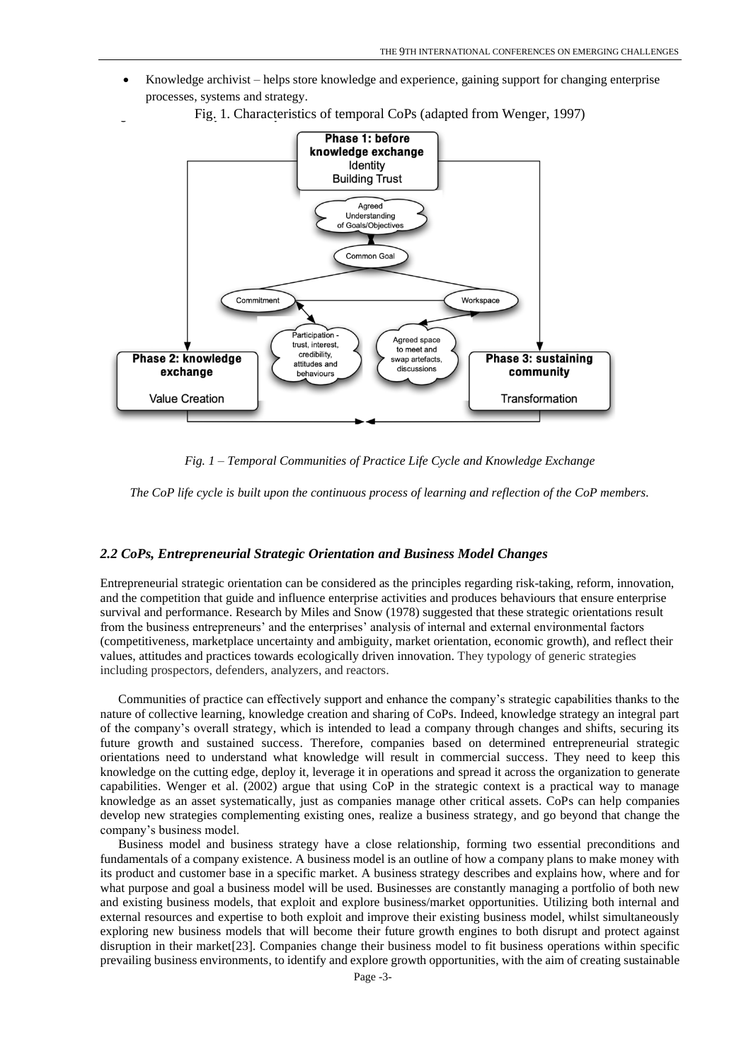- Knowledge archivist – helps store knowledge and experience, gaining support for changing enterprise processes, systems and strategy.

Fig. 1. Characteristics of temporal CoPs (adapted from Wenger, 1997)

Phase 1: before knowledge exchange
Identity
Building Trust

Agreed Understanding of Goals/Objectives

Common Goal

Commitment

Workspace

Participation - trust, interest, credibility, attitudes and behaviours

Agreed space to meet and swap artefacts, discussions

Phase 2: knowledge exchange
Value Creation

Phase 3: sustaining community
Transformation

*Fig. 1 – Temporal Communities of Practice Life Cycle and Knowledge Exchange*

*The CoP life cycle is built upon the continuous process of learning and reflection of the CoP members.*

### *2.2 CoPs, Entrepreneurial Strategic Orientation and Business Model Changes*

Entrepreneurial strategic orientation can be considered as the principles regarding risk-taking, reform, innovation, and the competition that guide and influence enterprise activities and produces behaviours that ensure enterprise survival and performance. Research by Miles and Snow (1978) suggested that these strategic orientations result from the business entrepreneurs' and the enterprises' analysis of internal and external environmental factors (competitiveness, marketplace uncertainty and ambiguity, market orientation, economic growth), and reflect their values, attitudes and practices towards ecologically driven innovation. They typology of generic strategies including prospectors, defenders, analyzers, and reactors.

Communities of practice can effectively support and enhance the company's strategic capabilities thanks to the nature of collective learning, knowledge creation and sharing of CoPs. Indeed, knowledge strategy an integral part of the company's overall strategy, which is intended to lead a company through changes and shifts, securing its future growth and sustained success. Therefore, companies based on determined entrepreneurial strategic orientations need to understand what knowledge will result in commercial success. They need to keep this knowledge on the cutting edge, deploy it, leverage it in operations and spread it across the organization to generate capabilities. Wenger et al. (2002) argue that using CoP in the strategic context is a practical way to manage knowledge as an asset systematically, just as companies manage other critical assets. CoPs can help companies develop new strategies complementing existing ones, realize a business strategy, and go beyond that change the company's business model.

Business model and business strategy have a close relationship, forming two essential preconditions and fundamentals of a company existence. A business model is an outline of how a company plans to make money with its product and customer base in a specific market. A business strategy describes and explains how, where and for what purpose and goal a business model will be used. Businesses are constantly managing a portfolio of both new and existing business models, that exploit and explore business/market opportunities. Utilizing both internal and external resources and expertise to both exploit and improve their existing business model, whilst simultaneously exploring new business models that will become their future growth engines to both disrupt and protect against disruption in their market[23]. Companies change their business model to fit business operations within specific prevailing business environments, to identify and explore growth opportunities, with the aim of creating sustainable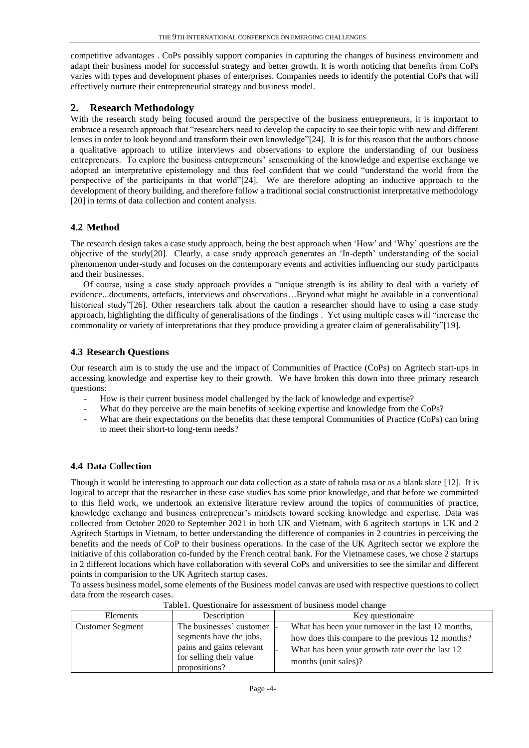competitive advantages . CoPs possibly support companies in capturing the changes of business environment and adapt their business model for successful strategy and better growth. It is worth noticing that benefits from CoPs varies with types and development phases of enterprises. Companies needs to identify the potential CoPs that will effectively nurture their entrepreneurial strategy and business model.

## 2. Research Methodology

With the research study being focused around the perspective of the business entrepreneurs, it is important to embrace a research approach that "researchers need to develop the capacity to see their topic with new and different lenses in order to look beyond and transform their own knowledge"[24]. It is for this reason that the authors choose a qualitative approach to utilize interviews and observations to explore the understanding of our business entrepreneurs. To explore the business entrepreneurs' sensemaking of the knowledge and expertise exchange we adopted an interpretative epistemology and thus feel confident that we could "understand the world from the perspective of the participants in that world"[24]. We are therefore adopting an inductive approach to the development of theory building, and therefore follow a traditional social constructionist interpretative methodology [20] in terms of data collection and content analysis.

### 4.2 Method

The research design takes a case study approach, being the best approach when 'How' and 'Why' questions are the objective of the study[20]. Clearly, a case study approach generates an 'In-depth' understanding of the social phenomenon under-study and focuses on the contemporary events and activities influencing our study participants and their businesses.

Of course, using a case study approach provides a "unique strength is its ability to deal with a variety of evidence...documents, artefacts, interviews and observations…Beyond what might be available in a conventional historical study"[26]. Other researchers talk about the caution a researcher should have to using a case study approach, highlighting the difficulty of generalisations of the findings . Yet using multiple cases will "increase the commonality or variety of interpretations that they produce providing a greater claim of generalisability"[19].

### 4.3 Research Questions

Our research aim is to study the use and the impact of Communities of Practice (CoPs) on Agritech start-ups in accessing knowledge and expertise key to their growth. We have broken this down into three primary research questions:

- How is their current business model challenged by the lack of knowledge and expertise?
- What do they perceive are the main benefits of seeking expertise and knowledge from the CoPs?
- What are their expectations on the benefits that these temporal Communities of Practice (CoPs) can bring to meet their short-to long-term needs?

### 4.4 Data Collection

Though it would be interesting to approach our data collection as a state of tabula rasa or as a blank slate [12]. It is logical to accept that the researcher in these case studies has some prior knowledge, and that before we committed to this field work, we undertook an extensive literature review around the topics of communities of practice, knowledge exchange and business entrepreneur's mindsets toward seeking knowledge and expertise. Data was collected from October 2020 to September 2021 in both UK and Vietnam, with 6 agritech startups in UK and 2 Agritech Startups in Vietnam, to better understanding the difference of companies in 2 countries in perceiving the benefits and the needs of CoP to their business operations. In the case of the UK Agritech sector we explore the initiative of this collaboration co-funded by the French central bank. For the Vietnamese cases, we chose 2 startups in 2 different locations which have collaboration with several CoPs and universities to see the similar and different points in comparision to the UK Agritech startup cases.

To assess business model, some elements of the Business model canvas are used with respective questions to collect data from the research cases.

Table1. Questionaire for assessment of business model change

| Elements | Description | Key questionaire |
|---|---|---|
| Customer Segment | The businesses' customer segments have the jobs, pains and gains relevant for selling their value propositions? | - What has been your turnover in the last 12 months, how does this compare to the previous 12 months?<br>- What has been your growth rate over the last 12 months (unit sales)? |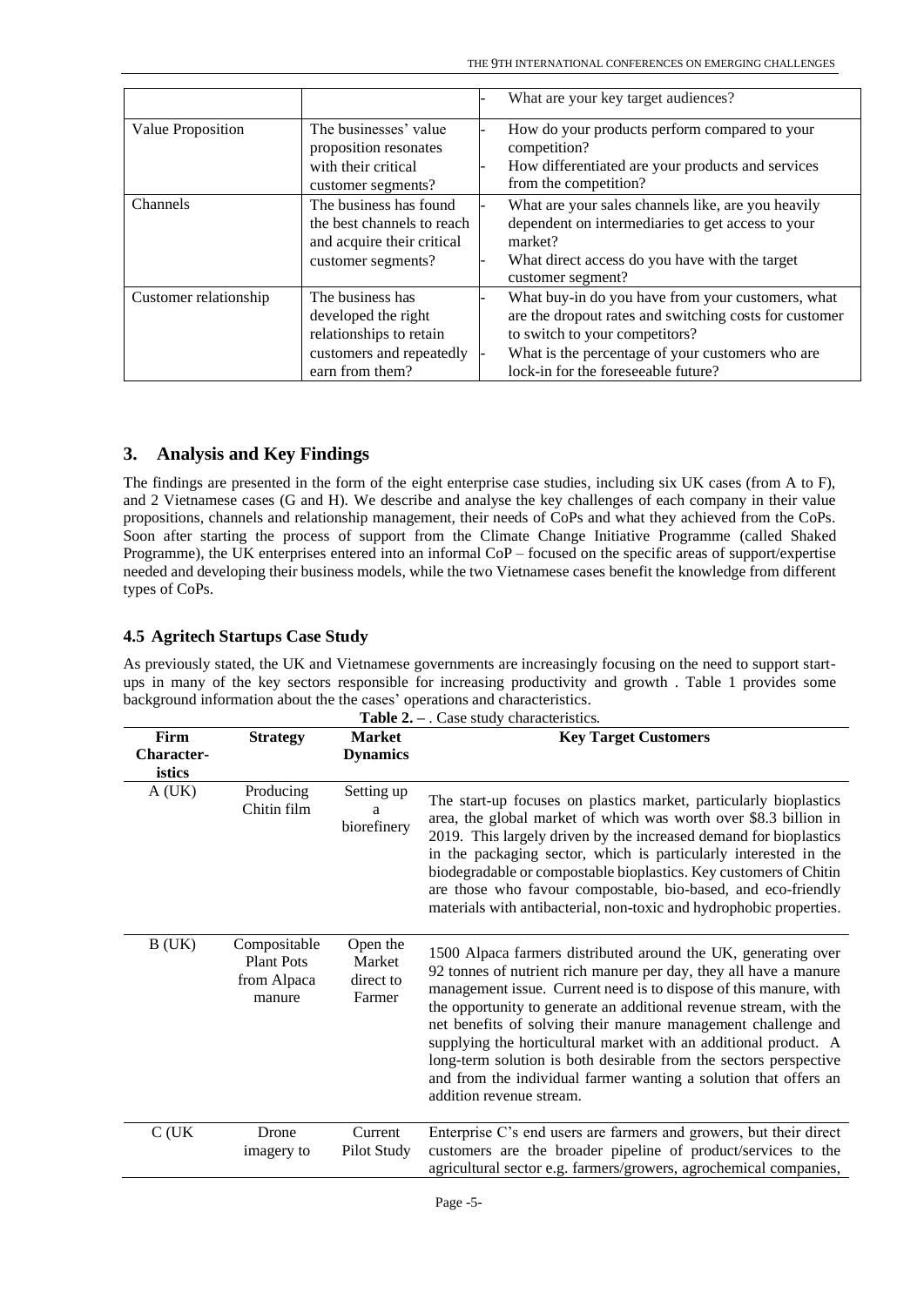| | | |
|---|---|---|
| | | - What are your key target audiences? |
| Value Proposition | The businesses' value proposition resonates with their critical customer segments? | - How do your products perform compared to your competition?<br>- How differentiated are your products and services from the competition? |
| Channels | The business has found the best channels to reach and acquire their critical customer segments? | - What are your sales channels like, are you heavily dependent on intermediaries to get access to your market?<br>- What direct access do you have with the target customer segment? |
| Customer relationship | The business has developed the right relationships to retain customers and repeatedly earn from them? | - What buy-in do you have from your customers, what are the dropout rates and switching costs for customer to switch to your competitors?<br>- What is the percentage of your customers who are lock-in for the foreseeable future? |

## 3. Analysis and Key Findings

The findings are presented in the form of the eight enterprise case studies, including six UK cases (from A to F), and 2 Vietnamese cases (G and H). We describe and analyse the key challenges of each company in their value propositions, channels and relationship management, their needs of CoPs and what they achieved from the CoPs. Soon after starting the process of support from the Climate Change Initiative Programme (called Shaked Programme), the UK enterprises entered into an informal CoP – focused on the specific areas of support/expertise needed and developing their business models, while the two Vietnamese cases benefit the knowledge from different types of CoPs.

### 4.5 Agritech Startups Case Study

As previously stated, the UK and Vietnamese governments are increasingly focusing on the need to support start-ups in many of the key sectors responsible for increasing productivity and growth . Table 1 provides some background information about the the cases' operations and characteristics.

**Table 2. –** . Case study characteristics.

| Firm Character-istics | Strategy | Market Dynamics | Key Target Customers |
|---|---|---|---|
| A (UK) | Producing Chitin film | Setting up a biorefinery | The start-up focuses on plastics market, particularly bioplastics area, the global market of which was worth over $8.3 billion in 2019. This largely driven by the increased demand for bioplastics in the packaging sector, which is particularly interested in the biodegradable or compostable bioplastics. Key customers of Chitin are those who favour compostable, bio-based, and eco-friendly materials with antibacterial, non-toxic and hydrophobic properties. |
| B (UK) | Compositable Plant Pots from Alpaca manure | Open the Market direct to Farmer | 1500 Alpaca farmers distributed around the UK, generating over 92 tonnes of nutrient rich manure per day, they all have a manure management issue. Current need is to dispose of this manure, with the opportunity to generate an additional revenue stream, with the net benefits of solving their manure management challenge and supplying the horticultural market with an additional product. A long-term solution is both desirable from the sectors perspective and from the individual farmer wanting a solution that offers an addition revenue stream. |
| C (UK | Drone imagery to | Current Pilot Study | Enterprise C's end users are farmers and growers, but their direct customers are the broader pipeline of product/services to the agricultural sector e.g. farmers/growers, agrochemical companies, |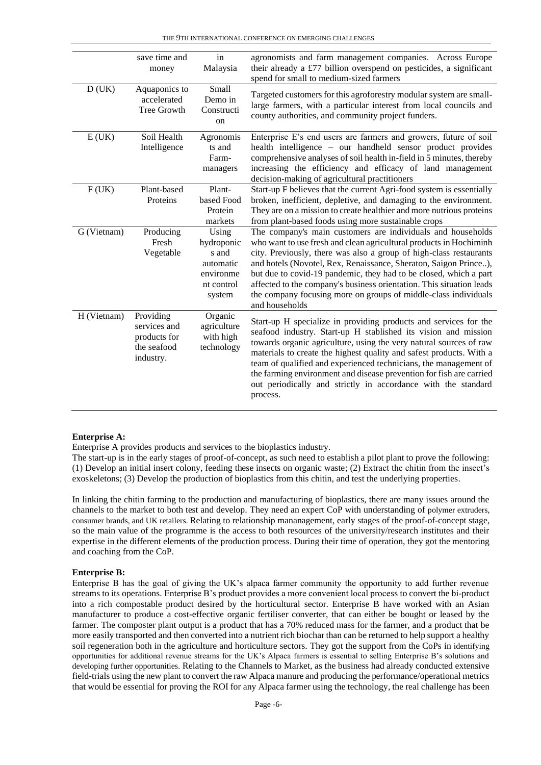|  | save time and money | in Malaysia | agronomists and farm management companies. Across Europe their already a £77 billion overspend on pesticides, a significant spend for small to medium-sized farmers |
|---|---|---|---|
| D (UK) | Aquaponics to accelerated Tree Growth | Small Demo in Construction | Targeted customers for this agroforestry modular system are small-large farmers, with a particular interest from local councils and county authorities, and community project funders. |
| E (UK) | Soil Health Intelligence | Agronomists and Farm-managers | Enterprise E's end users are farmers and growers, future of soil health intelligence – our handheld sensor product provides comprehensive analyses of soil health in-field in 5 minutes, thereby increasing the efficiency and efficacy of land management decision-making of agricultural practitioners |
| F (UK) | Plant-based Proteins | Plant-based Food Protein markets | Start-up F believes that the current Agri-food system is essentially broken, inefficient, depletive, and damaging to the environment. They are on a mission to create healthier and more nutrious proteins from plant-based foods using more sustainable crops |
| G (Vietnam) | Producing Fresh Vegetable | Using hydroponics and automatic environment control system | The company's main customers are individuals and households who want to use fresh and clean agricultural products in Hochiminh city. Previously, there was also a group of high-class restaurants and hotels (Novotel, Rex, Renaissance, Sheraton, Saigon Prince..), but due to covid-19 pandemic, they had to be closed, which a part affected to the company's business orientation. This situation leads the company focusing more on groups of middle-class individuals and households |
| H (Vietnam) | Providing services and products for the seafood industry. | Organic agriculture with high technology | Start-up H specialize in providing products and services for the seafood industry. Start-up H stablished its vision and mission towards organic agriculture, using the very natural sources of raw materials to create the highest quality and safest products. With a team of qualified and experienced technicians, the management of the farming environment and disease prevention for fish are carried out periodically and strictly in accordance with the standard process. |

**Enterprise A:**

Enterprise A provides products and services to the bioplastics industry.

The start-up is in the early stages of proof-of-concept, as such need to establish a pilot plant to prove the following: (1) Develop an initial insert colony, feeding these insects on organic waste; (2) Extract the chitin from the insect's exoskeletons; (3) Develop the production of bioplastics from this chitin, and test the underlying properties.

In linking the chitin farming to the production and manufacturing of bioplastics, there are many issues around the channels to the market to both test and develop. They need an expert CoP with understanding of polymer extruders, consumer brands, and UK retailers. Relating to relationship mananagement, early stages of the proof-of-concept stage, so the main value of the programme is the access to both resources of the university/research institutes and their expertise in the different elements of the production process. During their time of operation, they got the mentoring and coaching from the CoP.

**Enterprise B:**

Enterprise B has the goal of giving the UK's alpaca farmer community the opportunity to add further revenue streams to its operations. Enterprise B's product provides a more convenient local process to convert the bi-product into a rich compostable product desired by the horticultural sector. Enterprise B have worked with an Asian manufacturer to produce a cost-effective organic fertiliser converter, that can either be bought or leased by the farmer. The composter plant output is a product that has a 70% reduced mass for the farmer, and a product that be more easily transported and then converted into a nutrient rich biochar than can be returned to help support a healthy soil regeneration both in the agriculture and horticulture sectors. They got the support from the CoPs in identifying opportunities for additional revenue streams for the UK's Alpaca farmers is essential to selling Enterprise B's solutions and developing further opportunities. Relating to the Channels to Market, as the business had already conducted extensive field-trials using the new plant to convert the raw Alpaca manure and producing the performance/operational metrics that would be essential for proving the ROI for any Alpaca farmer using the technology, the real challenge has been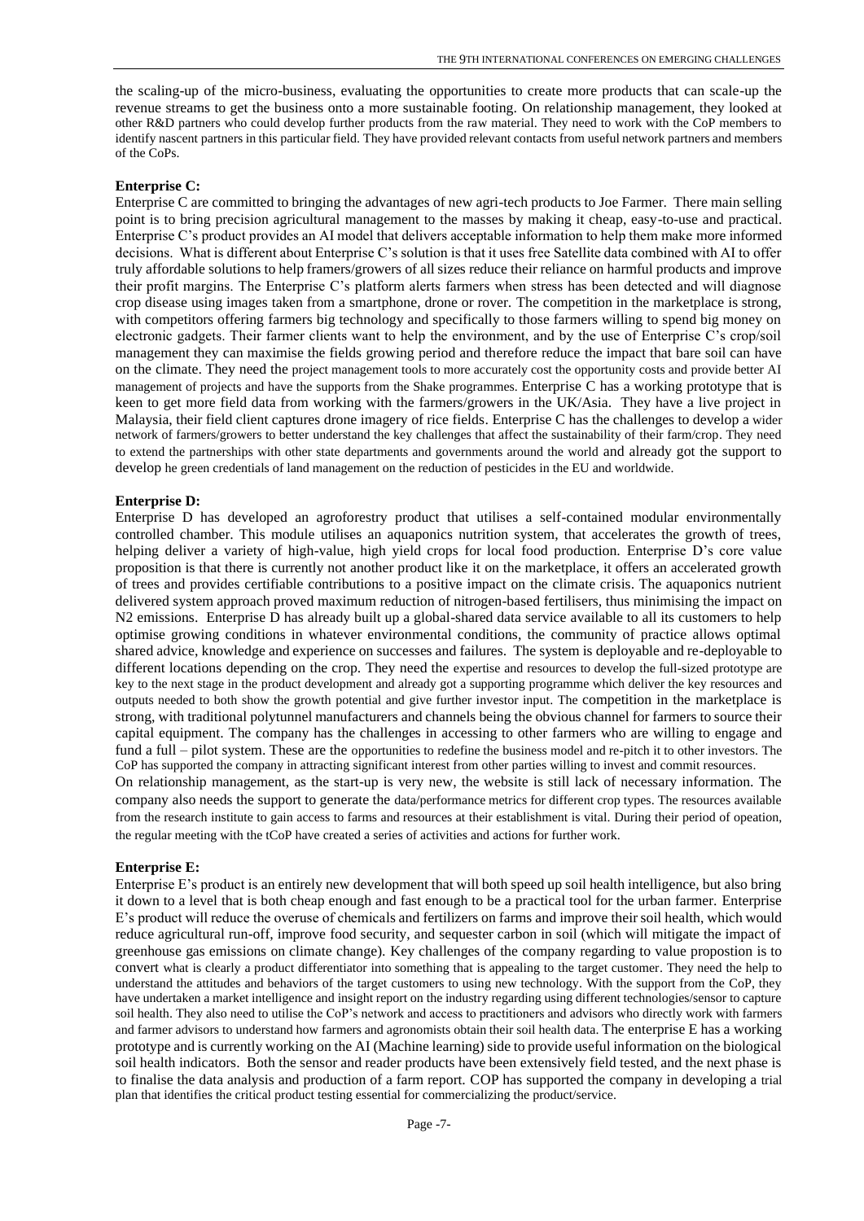the scaling-up of the micro-business, evaluating the opportunities to create more products that can scale-up the revenue streams to get the business onto a more sustainable footing. On relationship management, they looked at other R&D partners who could develop further products from the raw material. They need to work with the CoP members to identify nascent partners in this particular field. They have provided relevant contacts from useful network partners and members of the CoPs.

**Enterprise C:**

Enterprise C are committed to bringing the advantages of new agri-tech products to Joe Farmer. There main selling point is to bring precision agricultural management to the masses by making it cheap, easy-to-use and practical. Enterprise C's product provides an AI model that delivers acceptable information to help them make more informed decisions. What is different about Enterprise C's solution is that it uses free Satellite data combined with AI to offer truly affordable solutions to help framers/growers of all sizes reduce their reliance on harmful products and improve their profit margins. The Enterprise C's platform alerts farmers when stress has been detected and will diagnose crop disease using images taken from a smartphone, drone or rover. The competition in the marketplace is strong, with competitors offering farmers big technology and specifically to those farmers willing to spend big money on electronic gadgets. Their farmer clients want to help the environment, and by the use of Enterprise C's crop/soil management they can maximise the fields growing period and therefore reduce the impact that bare soil can have on the climate. They need the project management tools to more accurately cost the opportunity costs and provide better AI management of projects and have the supports from the Shake programmes. Enterprise C has a working prototype that is keen to get more field data from working with the farmers/growers in the UK/Asia. They have a live project in Malaysia, their field client captures drone imagery of rice fields. Enterprise C has the challenges to develop a wider network of farmers/growers to better understand the key challenges that affect the sustainability of their farm/crop. They need to extend the partnerships with other state departments and governments around the world and already got the support to develop he green credentials of land management on the reduction of pesticides in the EU and worldwide.

**Enterprise D:**

Enterprise D has developed an agroforestry product that utilises a self-contained modular environmentally controlled chamber. This module utilises an aquaponics nutrition system, that accelerates the growth of trees, helping deliver a variety of high-value, high yield crops for local food production. Enterprise D's core value proposition is that there is currently not another product like it on the marketplace, it offers an accelerated growth of trees and provides certifiable contributions to a positive impact on the climate crisis. The aquaponics nutrient delivered system approach proved maximum reduction of nitrogen-based fertilisers, thus minimising the impact on N2 emissions. Enterprise D has already built up a global-shared data service available to all its customers to help optimise growing conditions in whatever environmental conditions, the community of practice allows optimal shared advice, knowledge and experience on successes and failures. The system is deployable and re-deployable to different locations depending on the crop. They need the expertise and resources to develop the full-sized prototype are key to the next stage in the product development and already got a supporting programme which deliver the key resources and outputs needed to both show the growth potential and give further investor input. The competition in the marketplace is strong, with traditional polytunnel manufacturers and channels being the obvious channel for farmers to source their capital equipment. The company has the challenges in accessing to other farmers who are willing to engage and fund a full – pilot system. These are the opportunities to redefine the business model and re-pitch it to other investors. The CoP has supported the company in attracting significant interest from other parties willing to invest and commit resources.

On relationship management, as the start-up is very new, the website is still lack of necessary information. The company also needs the support to generate the data/performance metrics for different crop types. The resources available from the research institute to gain access to farms and resources at their establishment is vital. During their period of opeation, the regular meeting with the tCoP have created a series of activities and actions for further work.

**Enterprise E:**

Enterprise E's product is an entirely new development that will both speed up soil health intelligence, but also bring it down to a level that is both cheap enough and fast enough to be a practical tool for the urban farmer. Enterprise E's product will reduce the overuse of chemicals and fertilizers on farms and improve their soil health, which would reduce agricultural run-off, improve food security, and sequester carbon in soil (which will mitigate the impact of greenhouse gas emissions on climate change). Key challenges of the company regarding to value propostion is to convert what is clearly a product differentiator into something that is appealing to the target customer. They need the help to understand the attitudes and behaviors of the target customers to using new technology. With the support from the CoP, they have undertaken a market intelligence and insight report on the industry regarding using different technologies/sensor to capture soil health. They also need to utilise the CoP's network and access to practitioners and advisors who directly work with farmers and farmer advisors to understand how farmers and agronomists obtain their soil health data. The enterprise E has a working prototype and is currently working on the AI (Machine learning) side to provide useful information on the biological soil health indicators. Both the sensor and reader products have been extensively field tested, and the next phase is to finalise the data analysis and production of a farm report. COP has supported the company in developing a trial plan that identifies the critical product testing essential for commercializing the product/service.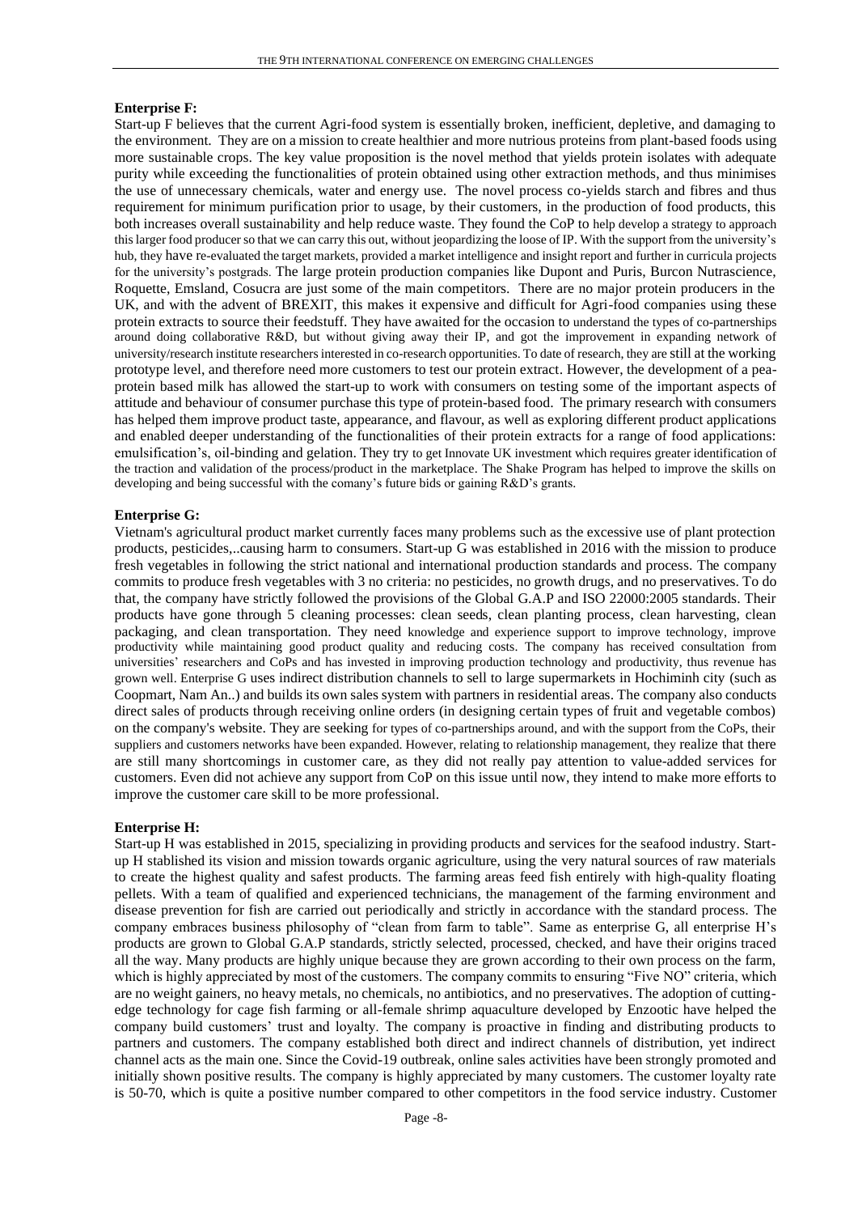**Enterprise F:**

Start-up F believes that the current Agri-food system is essentially broken, inefficient, depletive, and damaging to the environment. They are on a mission to create healthier and more nutrious proteins from plant-based foods using more sustainable crops. The key value proposition is the novel method that yields protein isolates with adequate purity while exceeding the functionalities of protein obtained using other extraction methods, and thus minimises the use of unnecessary chemicals, water and energy use. The novel process co-yields starch and fibres and thus requirement for minimum purification prior to usage, by their customers, in the production of food products, this both increases overall sustainability and help reduce waste. They found the CoP to help develop a strategy to approach this larger food producer so that we can carry this out, without jeopardizing the loose of IP. With the support from the university's hub, they have re-evaluated the target markets, provided a market intelligence and insight report and further in curricula projects for the university's postgrads. The large protein production companies like Dupont and Puris, Burcon Nutrascience, Roquette, Emsland, Cosucra are just some of the main competitors. There are no major protein producers in the UK, and with the advent of BREXIT, this makes it expensive and difficult for Agri-food companies using these protein extracts to source their feedstuff. They have awaited for the occasion to understand the types of co-partnerships around doing collaborative R&D, but without giving away their IP, and got the improvement in expanding network of university/research institute researchers interested in co-research opportunities. To date of research, they are still at the working prototype level, and therefore need more customers to test our protein extract. However, the development of a pea-protein based milk has allowed the start-up to work with consumers on testing some of the important aspects of attitude and behaviour of consumer purchase this type of protein-based food. The primary research with consumers has helped them improve product taste, appearance, and flavour, as well as exploring different product applications and enabled deeper understanding of the functionalities of their protein extracts for a range of food applications: emulsification's, oil-binding and gelation. They try to get Innovate UK investment which requires greater identification of the traction and validation of the process/product in the marketplace. The Shake Program has helped to improve the skills on developing and being successful with the comany's future bids or gaining R&D's grants.

**Enterprise G:**

Vietnam's agricultural product market currently faces many problems such as the excessive use of plant protection products, pesticides,..causing harm to consumers. Start-up G was established in 2016 with the mission to produce fresh vegetables in following the strict national and international production standards and process. The company commits to produce fresh vegetables with 3 no criteria: no pesticides, no growth drugs, and no preservatives. To do that, the company have strictly followed the provisions of the Global G.A.P and ISO 22000:2005 standards. Their products have gone through 5 cleaning processes: clean seeds, clean planting process, clean harvesting, clean packaging, and clean transportation. They need knowledge and experience support to improve technology, improve productivity while maintaining good product quality and reducing costs. The company has received consultation from universities' researchers and CoPs and has invested in improving production technology and productivity, thus revenue has grown well. Enterprise G uses indirect distribution channels to sell to large supermarkets in Hochiminh city (such as Coopmart, Nam An..) and builds its own sales system with partners in residential areas. The company also conducts direct sales of products through receiving online orders (in designing certain types of fruit and vegetable combos) on the company's website. They are seeking for types of co-partnerships around, and with the support from the CoPs, their suppliers and customers networks have been expanded. However, relating to relationship management, they realize that there are still many shortcomings in customer care, as they did not really pay attention to value-added services for customers. Even did not achieve any support from CoP on this issue until now, they intend to make more efforts to improve the customer care skill to be more professional.

**Enterprise H:**

Start-up H was established in 2015, specializing in providing products and services for the seafood industry. Start-up H stablished its vision and mission towards organic agriculture, using the very natural sources of raw materials to create the highest quality and safest products. The farming areas feed fish entirely with high-quality floating pellets. With a team of qualified and experienced technicians, the management of the farming environment and disease prevention for fish are carried out periodically and strictly in accordance with the standard process. The company embraces business philosophy of "clean from farm to table". Same as enterprise G, all enterprise H's products are grown to Global G.A.P standards, strictly selected, processed, checked, and have their origins traced all the way. Many products are highly unique because they are grown according to their own process on the farm, which is highly appreciated by most of the customers. The company commits to ensuring "Five NO" criteria, which are no weight gainers, no heavy metals, no chemicals, no antibiotics, and no preservatives. The adoption of cutting-edge technology for cage fish farming or all-female shrimp aquaculture developed by Enzootic have helped the company build customers' trust and loyalty. The company is proactive in finding and distributing products to partners and customers. The company established both direct and indirect channels of distribution, yet indirect channel acts as the main one. Since the Covid-19 outbreak, online sales activities have been strongly promoted and initially shown positive results. The company is highly appreciated by many customers. The customer loyalty rate is 50-70, which is quite a positive number compared to other competitors in the food service industry. Customer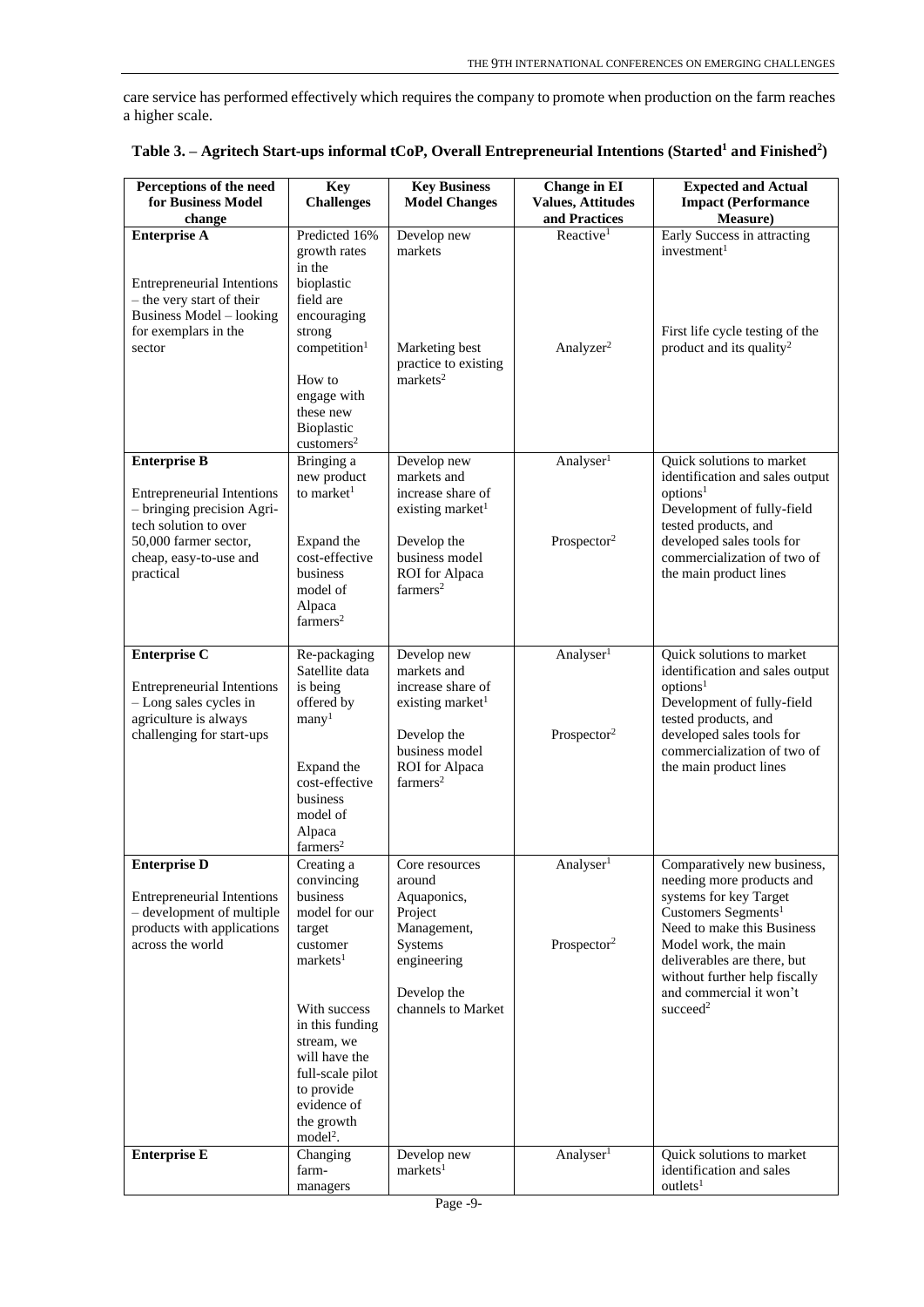care service has performed effectively which requires the company to promote when production on the farm reaches a higher scale.

**Table 3. – Agritech Start-ups informal tCoP, Overall Entrepreneurial Intentions (Started[1] and Finished[2])**

| Perceptions of the need for Business Model change | Key Challenges | Key Business Model Changes | Change in EI Values, Attitudes and Practices | Expected and Actual Impact (Performance Measure) |
|---|---|---|---|---|
| **Enterprise A**<br><br>Entrepreneurial Intentions – the very start of their Business Model – looking for exemplars in the sector | Predicted 16% growth rates in the bioplastic field are encouraging strong competition[1]<br><br>How to engage with these new Bioplastic customers[2] | Develop new markets<br><br>Marketing best practice to existing markets[2] | Reactive[1]<br><br>Analyzer[2] | Early Success in attracting investment[1]<br><br>First life cycle testing of the product and its quality[2] |
| **Enterprise B**<br><br>Entrepreneurial Intentions – bringing precision Agri-tech solution to over 50,000 farmer sector, cheap, easy-to-use and practical | Bringing a new product to market[1]<br><br>Expand the cost-effective business model of Alpaca farmers[2] | Develop new markets and increase share of existing market[1]<br><br>Develop the business model ROI for Alpaca farmers[2] | Analyser[1]<br><br>Prospector[2] | Quick solutions to market identification and sales output options[1]<br>Development of fully-field tested products, and developed sales tools for commercialization of two of the main product lines |
| **Enterprise C**<br><br>Entrepreneurial Intentions – Long sales cycles in agriculture is always challenging for start-ups | Re-packaging Satellite data is being offered by many[1]<br><br>Expand the cost-effective business model of Alpaca farmers[2] | Develop new markets and increase share of existing market[1]<br><br>Develop the business model ROI for Alpaca farmers[2] | Analyser[1]<br><br>Prospector[2] | Quick solutions to market identification and sales output options[1]<br>Development of fully-field tested products, and developed sales tools for commercialization of two of the main product lines |
| **Enterprise D**<br><br>Entrepreneurial Intentions – development of multiple products with applications across the world | Creating a convincing business model for our target customer markets[1]<br><br>With success in this funding stream, we will have the full-scale pilot to provide evidence of the growth model[2]. | Core resources around Aquaponics, Project Management, Systems engineering<br><br>Develop the channels to Market | Analyser[1]<br><br>Prospector[2] | Comparatively new business, needing more products and systems for key Target Customers Segments[1]<br>Need to make this Business Model work, the main deliverables are there, but without further help fiscally and commercial it won't succeed[2] |
| **Enterprise E** | Changing farm-managers | Develop new markets[1] | Analyser[1] | Quick solutions to market identification and sales outlets[1] |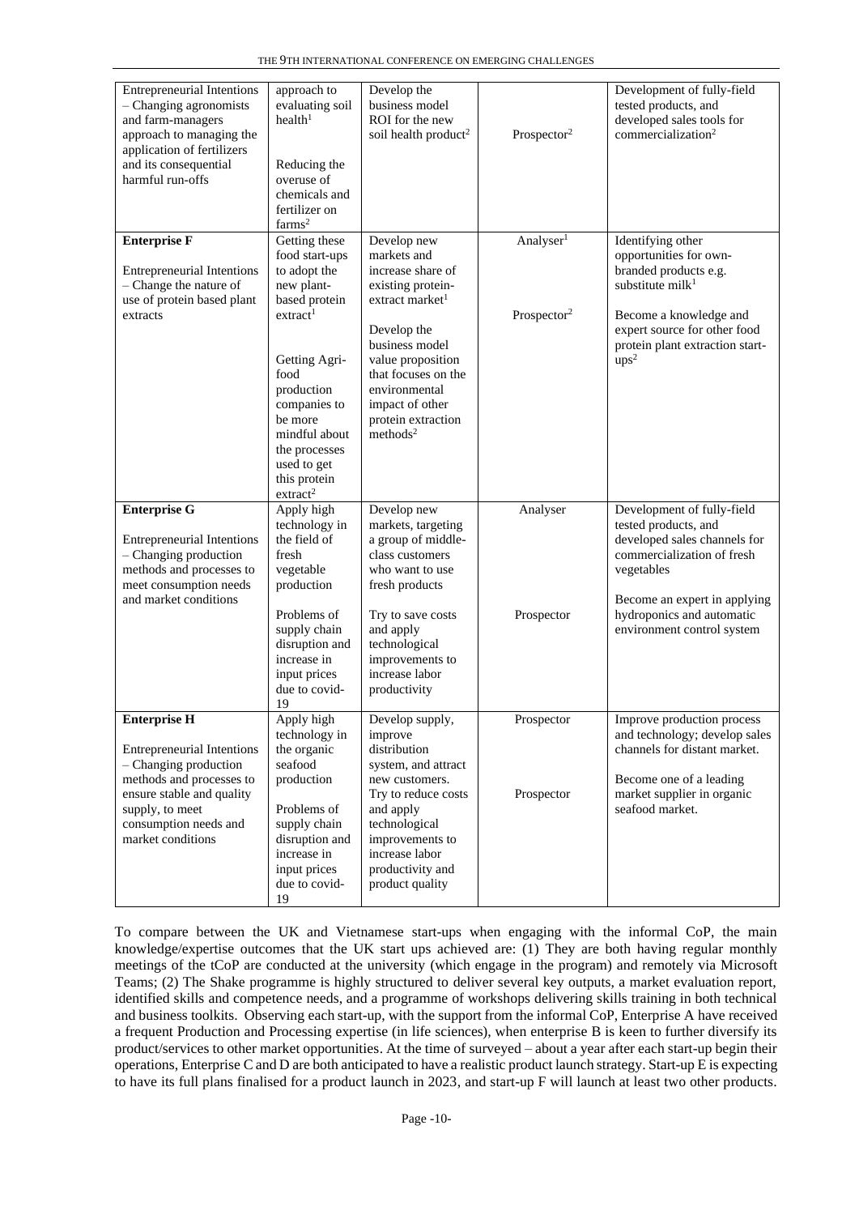| Entrepreneurial Intentions – Changing agronomists and farm-managers approach to managing the application of fertilizers and its consequential harmful run-offs | approach to evaluating soil health[1]<br><br>Reducing the overuse of chemicals and fertilizer on farms[2] | Develop the business model ROI for the new soil health product[2] | Prospector[2] | Development of fully-field tested products, and developed sales tools for commercialization[2] |
|---|---|---|---|---|
| **Enterprise F**<br><br>Entrepreneurial Intentions – Change the nature of use of protein based plant extracts | Getting these food start-ups to adopt the new plant-based protein extract[1]<br><br>Getting Agri-food production companies to be more mindful about the processes used to get this protein extract[2] | Develop new markets and increase share of existing protein-extract market[1]<br><br>Develop the business model value proposition that focuses on the environmental impact of other protein extraction methods[2] | Analyser[1]<br><br>Prospector[2] | Identifying other opportunities for own-branded products e.g. substitute milk[1]<br><br>Become a knowledge and expert source for other food protein plant extraction start-ups[2] |
| **Enterprise G**<br><br>Entrepreneurial Intentions – Changing production methods and processes to meet consumption needs and market conditions | Apply high technology in the field of fresh vegetable production<br><br>Problems of supply chain disruption and increase in input prices due to covid-19 | Develop new markets, targeting a group of middle-class customers who want to use fresh products<br><br>Try to save costs and apply technological improvements to increase labor productivity | Analyser<br><br>Prospector | Development of fully-field tested products, and developed sales channels for commercialization of fresh vegetables<br><br>Become an expert in applying hydroponics and automatic environment control system |
| **Enterprise H**<br><br>Entrepreneurial Intentions – Changing production methods and processes to ensure stable and quality supply, to meet consumption needs and market conditions | Apply high technology in the organic seafood production<br><br>Problems of supply chain disruption and increase in input prices due to covid-19 | Develop supply, improve distribution system, and attract new customers.<br>Try to reduce costs and apply technological improvements to increase labor productivity and product quality | Prospector<br><br>Prospector | Improve production process and technology; develop sales channels for distant market.<br><br>Become one of a leading market supplier in organic seafood market. |

To compare between the UK and Vietnamese start-ups when engaging with the informal CoP, the main knowledge/expertise outcomes that the UK start ups achieved are: (1) They are both having regular monthly meetings of the tCoP are conducted at the university (which engage in the program) and remotely via Microsoft Teams; (2) The Shake programme is highly structured to deliver several key outputs, a market evaluation report, identified skills and competence needs, and a programme of workshops delivering skills training in both technical and business toolkits. Observing each start-up, with the support from the informal CoP, Enterprise A have received a frequent Production and Processing expertise (in life sciences), when enterprise B is keen to further diversify its product/services to other market opportunities. At the time of surveyed – about a year after each start-up begin their operations, Enterprise C and D are both anticipated to have a realistic product launch strategy. Start-up E is expecting to have its full plans finalised for a product launch in 2023, and start-up F will launch at least two other products.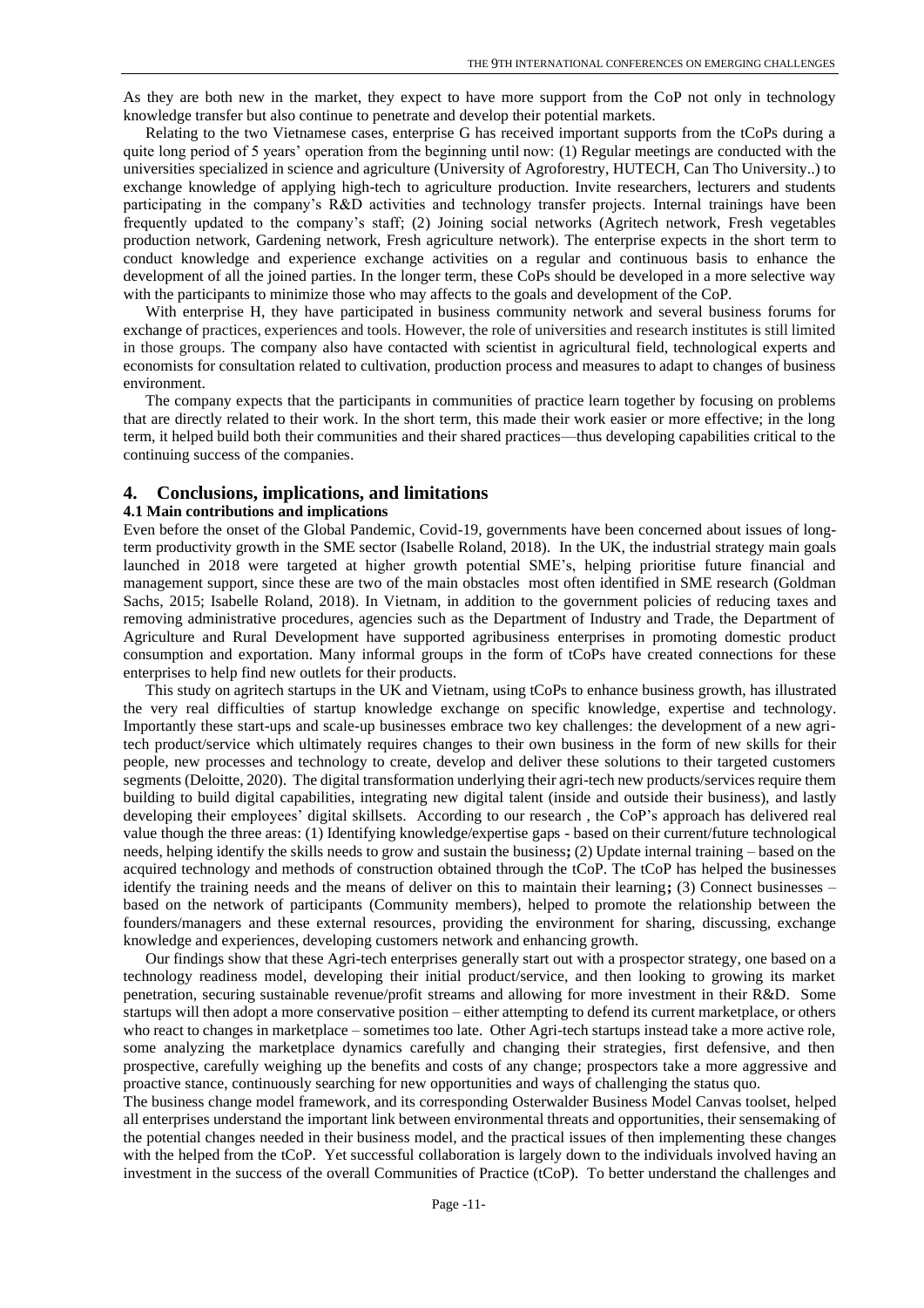As they are both new in the market, they expect to have more support from the CoP not only in technology knowledge transfer but also continue to penetrate and develop their potential markets.

Relating to the two Vietnamese cases, enterprise G has received important supports from the tCoPs during a quite long period of 5 years' operation from the beginning until now: (1) Regular meetings are conducted with the universities specialized in science and agriculture (University of Agroforestry, HUTECH, Can Tho University..) to exchange knowledge of applying high-tech to agriculture production. Invite researchers, lecturers and students participating in the company's R&D activities and technology transfer projects. Internal trainings have been frequently updated to the company's staff; (2) Joining social networks (Agritech network, Fresh vegetables production network, Gardening network, Fresh agriculture network). The enterprise expects in the short term to conduct knowledge and experience exchange activities on a regular and continuous basis to enhance the development of all the joined parties. In the longer term, these CoPs should be developed in a more selective way with the participants to minimize those who may affects to the goals and development of the CoP.

With enterprise H, they have participated in business community network and several business forums for exchange of practices, experiences and tools. However, the role of universities and research institutes is still limited in those groups. The company also have contacted with scientist in agricultural field, technological experts and economists for consultation related to cultivation, production process and measures to adapt to changes of business environment.

The company expects that the participants in communities of practice learn together by focusing on problems that are directly related to their work. In the short term, this made their work easier or more effective; in the long term, it helped build both their communities and their shared practices—thus developing capabilities critical to the continuing success of the companies.

## 4. Conclusions, implications, and limitations

### 4.1 Main contributions and implications

Even before the onset of the Global Pandemic, Covid-19, governments have been concerned about issues of long-term productivity growth in the SME sector (Isabelle Roland, 2018). In the UK, the industrial strategy main goals launched in 2018 were targeted at higher growth potential SME's, helping prioritise future financial and management support, since these are two of the main obstacles most often identified in SME research (Goldman Sachs, 2015; Isabelle Roland, 2018). In Vietnam, in addition to the government policies of reducing taxes and removing administrative procedures, agencies such as the Department of Industry and Trade, the Department of Agriculture and Rural Development have supported agribusiness enterprises in promoting domestic product consumption and exportation. Many informal groups in the form of tCoPs have created connections for these enterprises to help find new outlets for their products.

This study on agritech startups in the UK and Vietnam, using tCoPs to enhance business growth, has illustrated the very real difficulties of startup knowledge exchange on specific knowledge, expertise and technology. Importantly these start-ups and scale-up businesses embrace two key challenges: the development of a new agri-tech product/service which ultimately requires changes to their own business in the form of new skills for their people, new processes and technology to create, develop and deliver these solutions to their targeted customers segments (Deloitte, 2020). The digital transformation underlying their agri-tech new products/services require them building to build digital capabilities, integrating new digital talent (inside and outside their business), and lastly developing their employees' digital skillsets. According to our research , the CoP's approach has delivered real value though the three areas: (1) Identifying knowledge/expertise gaps - based on their current/future technological needs, helping identify the skills needs to grow and sustain the business**;** (2) Update internal training – based on the acquired technology and methods of construction obtained through the tCoP. The tCoP has helped the businesses identify the training needs and the means of deliver on this to maintain their learning**;** (3) Connect businesses – based on the network of participants (Community members), helped to promote the relationship between the founders/managers and these external resources, providing the environment for sharing, discussing, exchange knowledge and experiences, developing customers network and enhancing growth.

Our findings show that these Agri-tech enterprises generally start out with a prospector strategy, one based on a technology readiness model, developing their initial product/service, and then looking to growing its market penetration, securing sustainable revenue/profit streams and allowing for more investment in their R&D. Some startups will then adopt a more conservative position – either attempting to defend its current marketplace, or others who react to changes in marketplace – sometimes too late. Other Agri-tech startups instead take a more active role, some analyzing the marketplace dynamics carefully and changing their strategies, first defensive, and then prospective, carefully weighing up the benefits and costs of any change; prospectors take a more aggressive and proactive stance, continuously searching for new opportunities and ways of challenging the status quo.

The business change model framework, and its corresponding Osterwalder Business Model Canvas toolset, helped all enterprises understand the important link between environmental threats and opportunities, their sensemaking of the potential changes needed in their business model, and the practical issues of then implementing these changes with the helped from the tCoP. Yet successful collaboration is largely down to the individuals involved having an investment in the success of the overall Communities of Practice (tCoP). To better understand the challenges and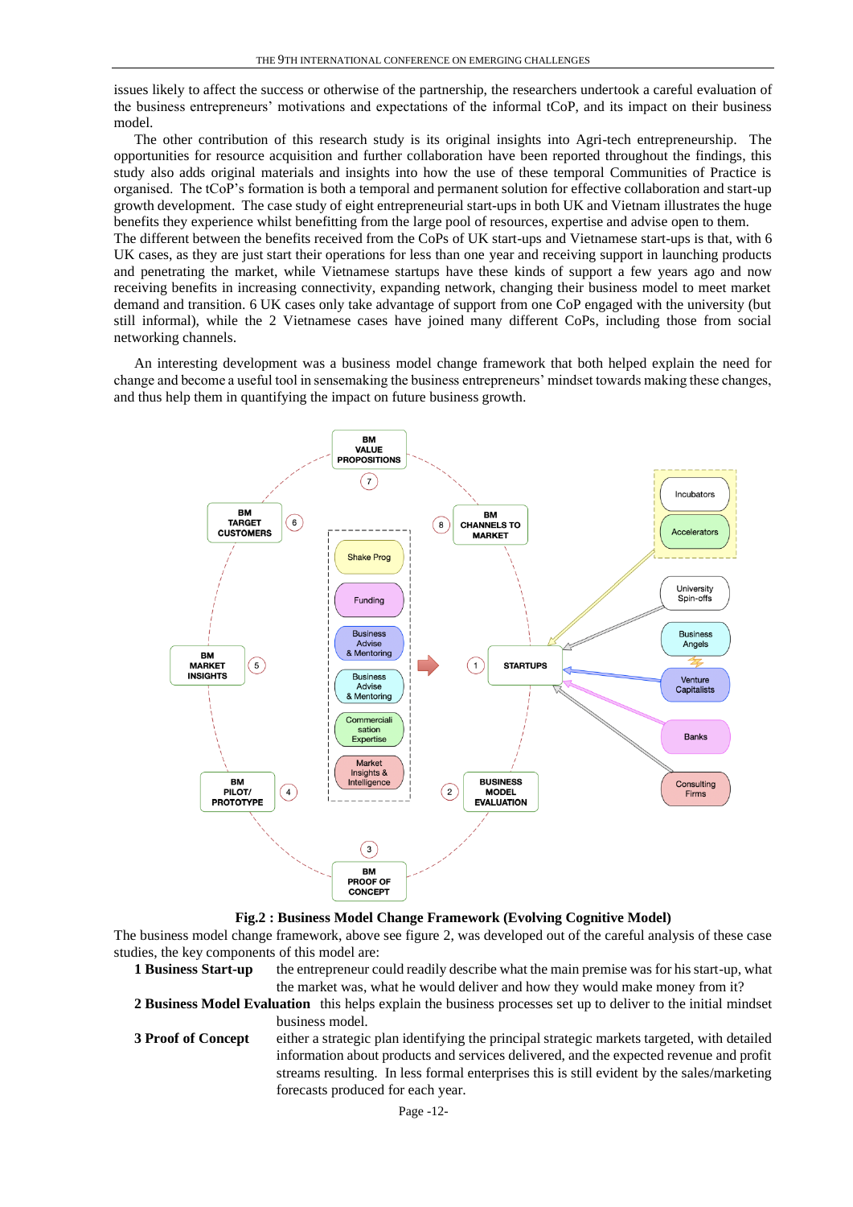issues likely to affect the success or otherwise of the partnership, the researchers undertook a careful evaluation of the business entrepreneurs' motivations and expectations of the informal tCoP, and its impact on their business model.

The other contribution of this research study is its original insights into Agri-tech entrepreneurship. The opportunities for resource acquisition and further collaboration have been reported throughout the findings, this study also adds original materials and insights into how the use of these temporal Communities of Practice is organised. The tCoP's formation is both a temporal and permanent solution for effective collaboration and start-up growth development. The case study of eight entrepreneurial start-ups in both UK and Vietnam illustrates the huge benefits they experience whilst benefitting from the large pool of resources, expertise and advise open to them.

The different between the benefits received from the CoPs of UK start-ups and Vietnamese start-ups is that, with 6 UK cases, as they are just start their operations for less than one year and receiving support in launching products and penetrating the market, while Vietnamese startups have these kinds of support a few years ago and now receiving benefits in increasing connectivity, expanding network, changing their business model to meet market demand and transition. 6 UK cases only take advantage of support from one CoP engaged with the university (but still informal), while the 2 Vietnamese cases have joined many different CoPs, including those from social networking channels.

An interesting development was a business model change framework that both helped explain the need for change and become a useful tool in sensemaking the business entrepreneurs' mindset towards making these changes, and thus help them in quantifying the impact on future business growth.

**Fig.2 : Business Model Change Framework (Evolving Cognitive Model)**

The business model change framework, above see figure 2, was developed out of the careful analysis of these case studies, the key components of this model are:

**1 Business Start-up** the entrepreneur could readily describe what the main premise was for his start-up, what the market was, what he would deliver and how they would make money from it?

**2 Business Model Evaluation** this helps explain the business processes set up to deliver to the initial mindset business model.

**3 Proof of Concept** either a strategic plan identifying the principal strategic markets targeted, with detailed information about products and services delivered, and the expected revenue and profit streams resulting. In less formal enterprises this is still evident by the sales/marketing forecasts produced for each year.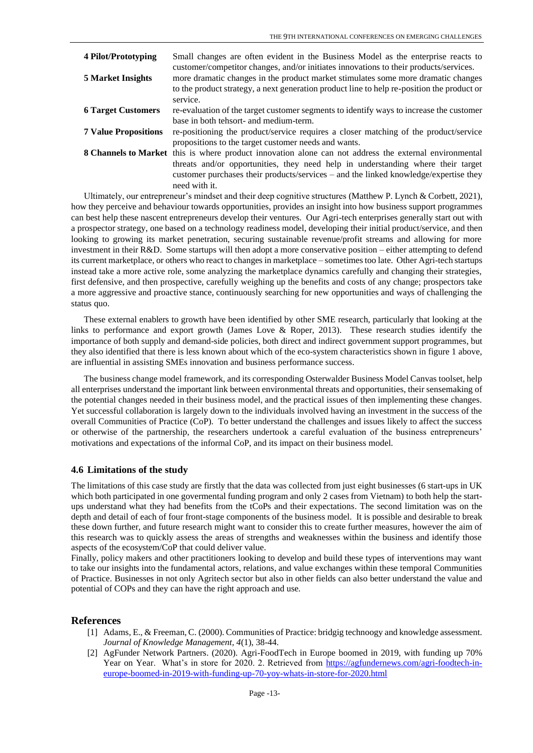| | |
|---|---|
| **4 Pilot/Prototyping** | Small changes are often evident in the Business Model as the enterprise reacts to customer/competitor changes, and/or initiates innovations to their products/services. |
| **5 Market Insights** | more dramatic changes in the product market stimulates some more dramatic changes to the product strategy, a next generation product line to help re-position the product or service. |
| **6 Target Customers** | re-evaluation of the target customer segments to identify ways to increase the customer base in both tehsort- and medium-term. |
| **7 Value Propositions** | re-positioning the product/service requires a closer matching of the product/service propositions to the target customer needs and wants. |
| **8 Channels to Market** | this is where product innovation alone can not address the external environmental threats and/or opportunities, they need help in understanding where their target customer purchases their products/services – and the linked knowledge/expertise they need with it. |

Ultimately, our entrepreneur's mindset and their deep cognitive structures (Matthew P. Lynch & Corbett, 2021), how they perceive and behaviour towards opportunities, provides an insight into how business support programmes can best help these nascent entrepreneurs develop their ventures. Our Agri-tech enterprises generally start out with a prospector strategy, one based on a technology readiness model, developing their initial product/service, and then looking to growing its market penetration, securing sustainable revenue/profit streams and allowing for more investment in their R&D. Some startups will then adopt a more conservative position – either attempting to defend its current marketplace, or others who react to changes in marketplace – sometimes too late. Other Agri-tech startups instead take a more active role, some analyzing the marketplace dynamics carefully and changing their strategies, first defensive, and then prospective, carefully weighing up the benefits and costs of any change; prospectors take a more aggressive and proactive stance, continuously searching for new opportunities and ways of challenging the status quo.

These external enablers to growth have been identified by other SME research, particularly that looking at the links to performance and export growth (James Love & Roper, 2013). These research studies identify the importance of both supply and demand-side policies, both direct and indirect government support programmes, but they also identified that there is less known about which of the eco-system characteristics shown in figure 1 above, are influential in assisting SMEs innovation and business performance success.

The business change model framework, and its corresponding Osterwalder Business Model Canvas toolset, help all enterprises understand the important link between environmental threats and opportunities, their sensemaking of the potential changes needed in their business model, and the practical issues of then implementing these changes. Yet successful collaboration is largely down to the individuals involved having an investment in the success of the overall Communities of Practice (CoP). To better understand the challenges and issues likely to affect the success or otherwise of the partnership, the researchers undertook a careful evaluation of the business entrepreneurs' motivations and expectations of the informal CoP, and its impact on their business model.

### 4.6 Limitations of the study

The limitations of this case study are firstly that the data was collected from just eight businesses (6 start-ups in UK which both participated in one govermental funding program and only 2 cases from Vietnam) to both help the start-ups understand what they had benefits from the tCoPs and their expectations. The second limitation was on the depth and detail of each of four front-stage components of the business model. It is possible and desirable to break these down further, and future research might want to consider this to create further measures, however the aim of this research was to quickly assess the areas of strengths and weaknesses within the business and identify those aspects of the ecosystem/CoP that could deliver value.

Finally, policy makers and other practitioners looking to develop and build these types of interventions may want to take our insights into the fundamental actors, relations, and value exchanges within these temporal Communities of Practice. Businesses in not only Agritech sector but also in other fields can also better understand the value and potential of COPs and they can have the right approach and use.

## References

[1] Adams, E., & Freeman, C. (2000). Communities of Practice: bridgig technoogy and knowledge assessment. *Journal of Knowledge Management*, *4*(1), 38-44.

[2] AgFunder Network Partners. (2020). Agri-FoodTech in Europe boomed in 2019, with funding up 70% Year on Year. What's in store for 2020. 2. Retrieved from https://agfundernews.com/agri-foodtech-in-europe-boomed-in-2019-with-funding-up-70-yoy-whats-in-store-for-2020.html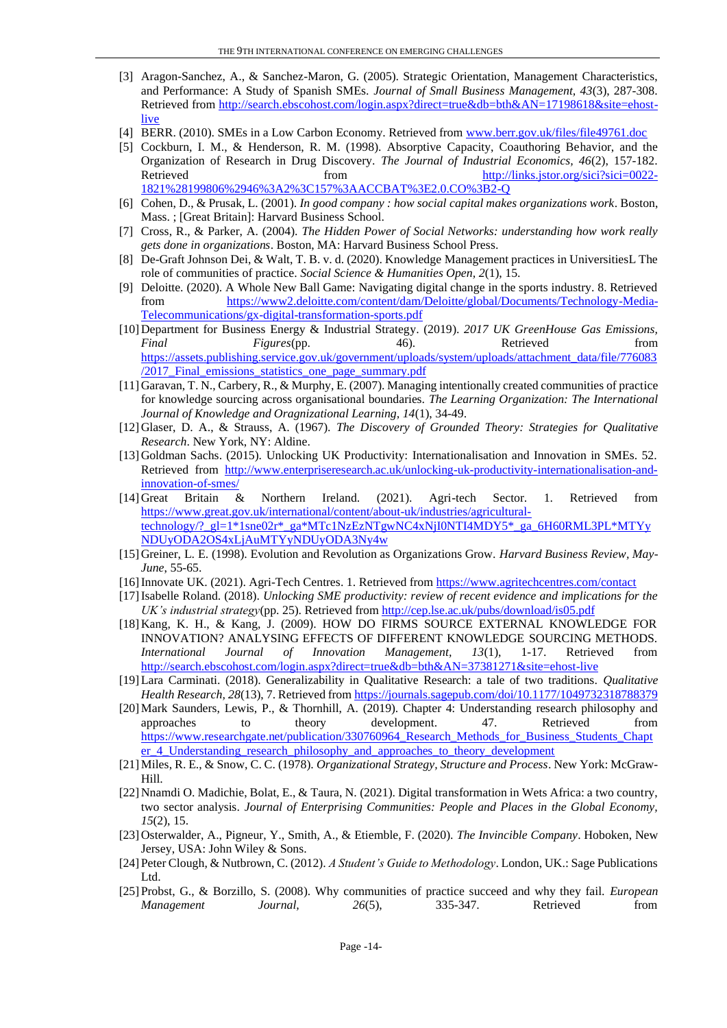[3] Aragon-Sanchez, A., & Sanchez-Maron, G. (2005). Strategic Orientation, Management Characteristics, and Performance: A Study of Spanish SMEs. *Journal of Small Business Management, 43*(3), 287-308. Retrieved from http://search.ebscohost.com/login.aspx?direct=true&db=bth&AN=17198618&site=ehost-live

[4] BERR. (2010). SMEs in a Low Carbon Economy. Retrieved from www.berr.gov.uk/files/file49761.doc

[5] Cockburn, I. M., & Henderson, R. M. (1998). Absorptive Capacity, Coauthoring Behavior, and the Organization of Research in Drug Discovery. *The Journal of Industrial Economics, 46*(2), 157-182. Retrieved from http://links.jstor.org/sici?sici=0022-1821%28199806%2946%3A2%3C157%3AACCBAT%3E2.0.CO%3B2-Q

[6] Cohen, D., & Prusak, L. (2001). *In good company : how social capital makes organizations work*. Boston, Mass. ; [Great Britain]: Harvard Business School.

[7] Cross, R., & Parker, A. (2004). *The Hidden Power of Social Networks: understanding how work really gets done in organizations*. Boston, MA: Harvard Business School Press.

[8] De-Graft Johnson Dei, & Walt, T. B. v. d. (2020). Knowledge Management practices in UniversitiesL The role of communities of practice. *Social Science & Humanities Open, 2*(1), 15.

[9] Deloitte. (2020). A Whole New Ball Game: Navigating digital change in the sports industry. 8. Retrieved from https://www2.deloitte.com/content/dam/Deloitte/global/Documents/Technology-Media-Telecommunications/gx-digital-transformation-sports.pdf

[10] Department for Business Energy & Industrial Strategy. (2019). *2017 UK GreenHouse Gas Emissions, Final Figures*(pp. 46). Retrieved from https://assets.publishing.service.gov.uk/government/uploads/system/uploads/attachment_data/file/776083/2017_Final_emissions_statistics_one_page_summary.pdf

[11] Garavan, T. N., Carbery, R., & Murphy, E. (2007). Managing intentionally created communities of practice for knowledge sourcing across organisational boundaries. *The Learning Organization: The International Journal of Knowledge and Oragnizational Learning, 14*(1), 34-49.

[12] Glaser, D. A., & Strauss, A. (1967). *The Discovery of Grounded Theory: Strategies for Qualitative Research*. New York, NY: Aldine.

[13] Goldman Sachs. (2015). Unlocking UK Productivity: Internationalisation and Innovation in SMEs. 52. Retrieved from http://www.enterpriseresearch.ac.uk/unlocking-uk-productivity-internationalisation-and-innovation-of-smes/

[14] Great Britain & Northern Ireland. (2021). Agri-tech Sector. 1. Retrieved from https://www.great.gov.uk/international/content/about-uk/industries/agricultural-technology/?_gl=1*1sne02r*_ga*MTc1NzEzNTgwNC4xNjI0NTI4MDY5*_ga_6H60RML3PL*MTYyNDUyODA2OS4xLjAuMTYyNDUyODA3Ny4w

[15] Greiner, L. E. (1998). Evolution and Revolution as Organizations Grow. *Harvard Business Review, May-June*, 55-65.

[16] Innovate UK. (2021). Agri-Tech Centres. 1. Retrieved from https://www.agritechcentres.com/contact

[17] Isabelle Roland. (2018). *Unlocking SME productivity: review of recent evidence and implications for the UK's industrial strategy*(pp. 25). Retrieved from http://cep.lse.ac.uk/pubs/download/is05.pdf

[18] Kang, K. H., & Kang, J. (2009). HOW DO FIRMS SOURCE EXTERNAL KNOWLEDGE FOR INNOVATION? ANALYSING EFFECTS OF DIFFERENT KNOWLEDGE SOURCING METHODS. *International Journal of Innovation Management, 13*(1), 1-17. Retrieved from http://search.ebscohost.com/login.aspx?direct=true&db=bth&AN=37381271&site=ehost-live

[19] Lara Carminati. (2018). Generalizability in Qualitative Research: a tale of two traditions. *Qualitative Health Research, 28*(13), 7. Retrieved from https://journals.sagepub.com/doi/10.1177/1049732318788379

[20] Mark Saunders, Lewis, P., & Thornhill, A. (2019). Chapter 4: Understanding research philosophy and approaches to theory development. 47. Retrieved from https://www.researchgate.net/publication/330760964_Research_Methods_for_Business_Students_Chapter_4_Understanding_research_philosophy_and_approaches_to_theory_development

[21] Miles, R. E., & Snow, C. C. (1978). *Organizational Strategy, Structure and Process*. New York: McGraw-Hill.

[22] Nnamdi O. Madichie, Bolat, E., & Taura, N. (2021). Digital transformation in Wets Africa: a two country, two sector analysis. *Journal of Enterprising Communities: People and Places in the Global Economy, 15*(2), 15.

[23] Osterwalder, A., Pigneur, Y., Smith, A., & Etiemble, F. (2020). *The Invincible Company*. Hoboken, New Jersey, USA: John Wiley & Sons.

[24] Peter Clough, & Nutbrown, C. (2012). *A Student's Guide to Methodology*. London, UK.: Sage Publications Ltd.

[25] Probst, G., & Borzillo, S. (2008). Why communities of practice succeed and why they fail. *European Management Journal, 26*(5), 335-347. Retrieved from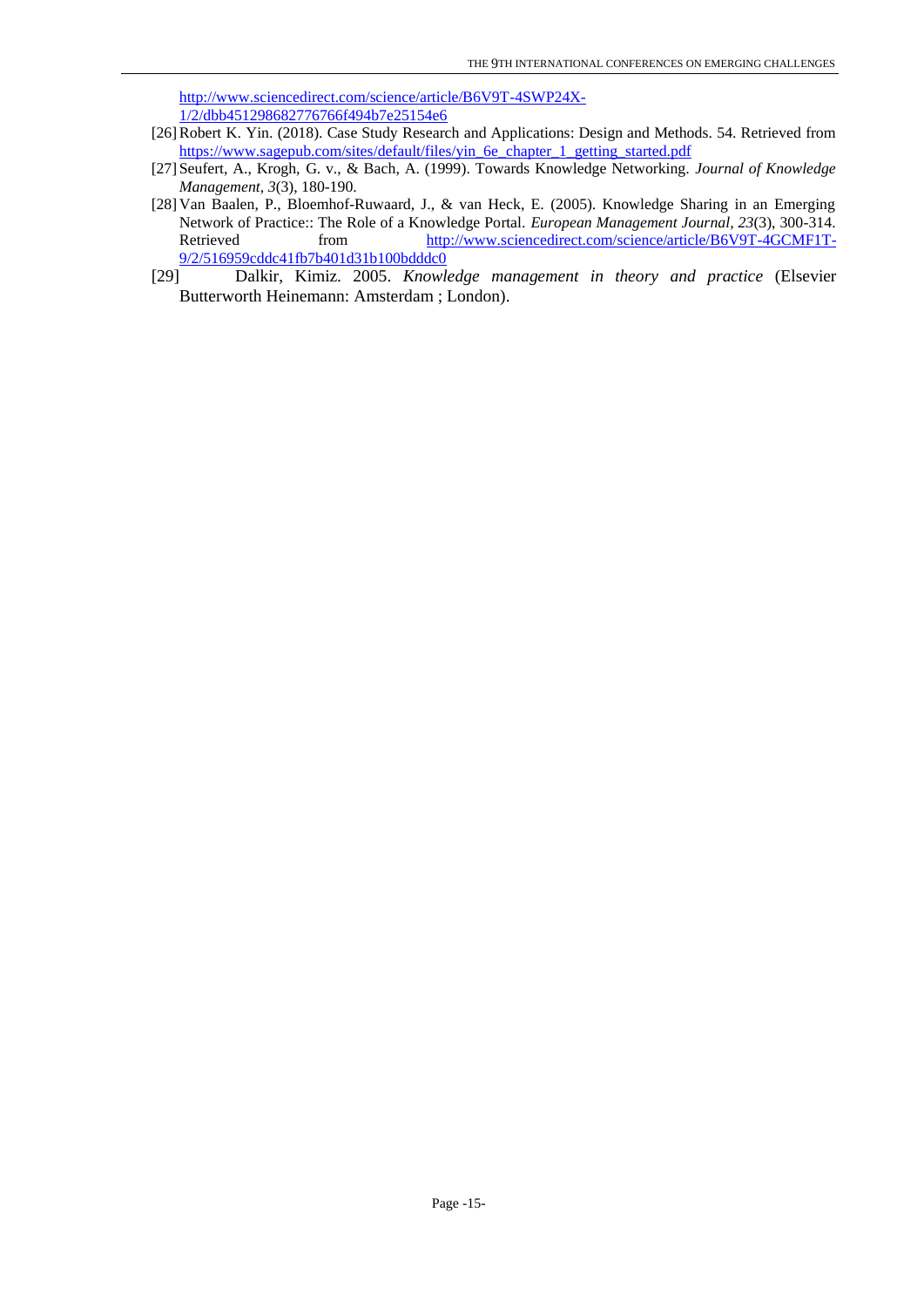http://www.sciencedirect.com/science/article/B6V9T-4SWP24X-1/2/dbb451298682776766f494b7e25154e6

[26] Robert K. Yin. (2018). Case Study Research and Applications: Design and Methods. 54. Retrieved from https://www.sagepub.com/sites/default/files/yin_6e_chapter_1_getting_started.pdf

[27] Seufert, A., Krogh, G. v., & Bach, A. (1999). Towards Knowledge Networking. *Journal of Knowledge Management, 3*(3), 180-190.

[28] Van Baalen, P., Bloemhof-Ruwaard, J., & van Heck, E. (2005). Knowledge Sharing in an Emerging Network of Practice:: The Role of a Knowledge Portal. *European Management Journal, 23*(3), 300-314. Retrieved from http://www.sciencedirect.com/science/article/B6V9T-4GCMF1T-9/2/516959cddc41fb7b401d31b100bdddc0

[29] Dalkir, Kimiz. 2005. *Knowledge management in theory and practice* (Elsevier Butterworth Heinemann: Amsterdam ; London).